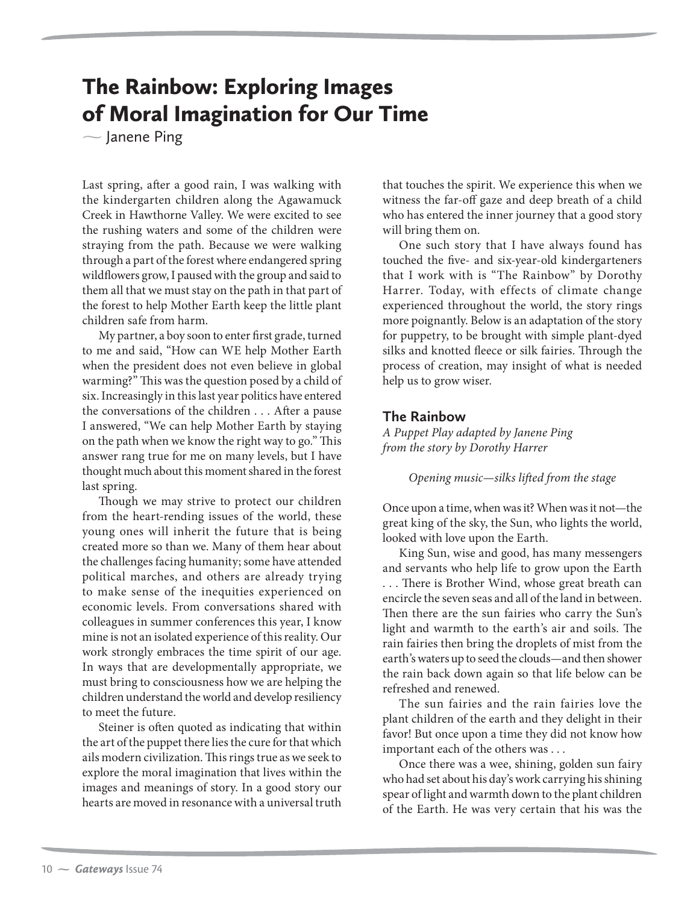# The Rainbow: Exploring Images of Moral Imagination for Our Time

— Janene Ping

Last spring, after a good rain, I was walking with the kindergarten children along the Agawamuck Creek in Hawthorne Valley. We were excited to see the rushing waters and some of the children were straying from the path. Because we were walking through a part of the forest where endangered spring wildflowers grow, I paused with the group and said to them all that we must stay on the path in that part of the forest to help Mother Earth keep the little plant children safe from harm.

My partner, a boy soon to enter first grade, turned to me and said, "How can WE help Mother Earth when the president does not even believe in global warming?" This was the question posed by a child of six. Increasingly in this last year politics have entered the conversations of the children . . . After a pause I answered, "We can help Mother Earth by staying on the path when we know the right way to go." This answer rang true for me on many levels, but I have thought much about this moment shared in the forest last spring.

Though we may strive to protect our children from the heart-rending issues of the world, these young ones will inherit the future that is being created more so than we. Many of them hear about the challenges facing humanity; some have attended political marches, and others are already trying to make sense of the inequities experienced on economic levels. From conversations shared with colleagues in summer conferences this year, I know mine is not an isolated experience of this reality. Our work strongly embraces the time spirit of our age. In ways that are developmentally appropriate, we must bring to consciousness how we are helping the children understand the world and develop resiliency to meet the future.

Steiner is often quoted as indicating that within the art of the puppet there lies the cure for that which ails modern civilization. This rings true as we seek to explore the moral imagination that lives within the images and meanings of story. In a good story our hearts are moved in resonance with a universal truth that touches the spirit. We experience this when we witness the far-off gaze and deep breath of a child who has entered the inner journey that a good story will bring them on.

One such story that I have always found has touched the five- and six-year-old kindergarteners that I work with is "The Rainbow" by Dorothy Harrer. Today, with effects of climate change experienced throughout the world, the story rings more poignantly. Below is an adaptation of the story for puppetry, to be brought with simple plant-dyed silks and knotted fleece or silk fairies. Through the process of creation, may insight of what is needed help us to grow wiser.

## The Rainbow

*A Puppet Play adapted by Janene Ping from the story by Dorothy Harrer*

*Opening music—silks lifted from the stage*

Once upon a time, when was it? When was it not—the great king of the sky, the Sun, who lights the world, looked with love upon the Earth.

King Sun, wise and good, has many messengers and servants who help life to grow upon the Earth . . . There is Brother Wind, whose great breath can encircle the seven seas and all of the land in between. Then there are the sun fairies who carry the Sun's light and warmth to the earth's air and soils. The rain fairies then bring the droplets of mist from the earth's waters up to seed the clouds—and then shower the rain back down again so that life below can be refreshed and renewed.

The sun fairies and the rain fairies love the plant children of the earth and they delight in their favor! But once upon a time they did not know how important each of the others was . . .

Once there was a wee, shining, golden sun fairy who had set about his day's work carrying his shining spear of light and warmth down to the plant children of the Earth. He was very certain that his was the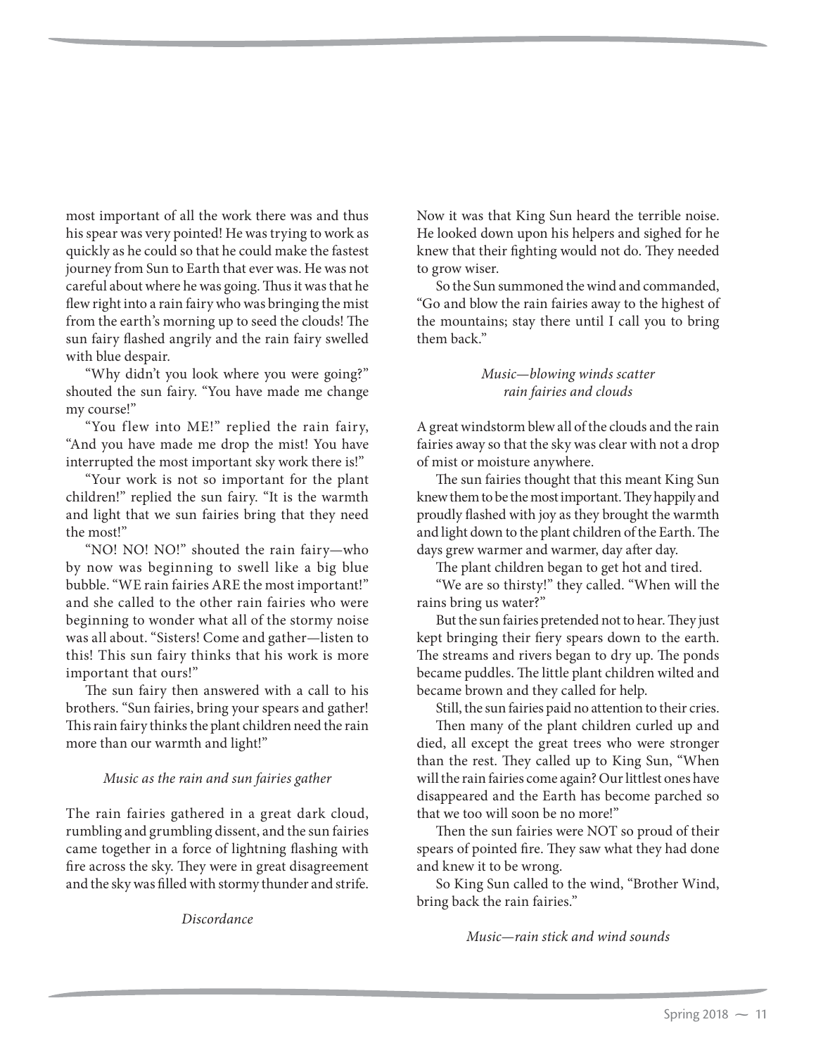most important of all the work there was and thus his spear was very pointed! He was trying to work as quickly as he could so that he could make the fastest journey from Sun to Earth that ever was. He was not careful about where he was going. Thus it was that he flew right into a rain fairy who was bringing the mist from the earth's morning up to seed the clouds! The sun fairy flashed angrily and the rain fairy swelled with blue despair.

"Why didn't you look where you were going?" shouted the sun fairy. "You have made me change my course!"

"You flew into ME!" replied the rain fairy, "And you have made me drop the mist! You have interrupted the most important sky work there is!"

"Your work is not so important for the plant children!" replied the sun fairy. "It is the warmth and light that we sun fairies bring that they need the most!"

"NO! NO! NO!" shouted the rain fairy—who by now was beginning to swell like a big blue bubble. "WE rain fairies ARE the most important!" and she called to the other rain fairies who were beginning to wonder what all of the stormy noise was all about. "Sisters! Come and gather—listen to this! This sun fairy thinks that his work is more important that ours!"

The sun fairy then answered with a call to his brothers. "Sun fairies, bring your spears and gather! This rain fairy thinks the plant children need the rain more than our warmth and light!"

*Music as the rain and sun fairies gather*

The rain fairies gathered in a great dark cloud, rumbling and grumbling dissent, and the sun fairies came together in a force of lightning flashing with fire across the sky. They were in great disagreement and the sky was filled with stormy thunder and strife.

*Discordance*

Now it was that King Sun heard the terrible noise. He looked down upon his helpers and sighed for he knew that their fighting would not do. They needed to grow wiser.

So the Sun summoned the wind and commanded, "Go and blow the rain fairies away to the highest of the mountains; stay there until I call you to bring them back."

*Music—blowing winds scatter rain fairies and clouds*

A great windstorm blew all of the clouds and the rain fairies away so that the sky was clear with not a drop of mist or moisture anywhere.

The sun fairies thought that this meant King Sun knew them to be the most important. They happily and proudly flashed with joy as they brought the warmth and light down to the plant children of the Earth. The days grew warmer and warmer, day after day.

The plant children began to get hot and tired.

"We are so thirsty!" they called. "When will the rains bring us water?"

But the sun fairies pretended not to hear. They just kept bringing their fiery spears down to the earth. The streams and rivers began to dry up. The ponds became puddles. The little plant children wilted and became brown and they called for help.

Still, the sun fairies paid no attention to their cries.

Then many of the plant children curled up and died, all except the great trees who were stronger than the rest. They called up to King Sun, "When will the rain fairies come again? Our littlest ones have disappeared and the Earth has become parched so that we too will soon be no more!"

Then the sun fairies were NOT so proud of their spears of pointed fire. They saw what they had done and knew it to be wrong.

So King Sun called to the wind, "Brother Wind, bring back the rain fairies."

*Music—rain stick and wind sounds*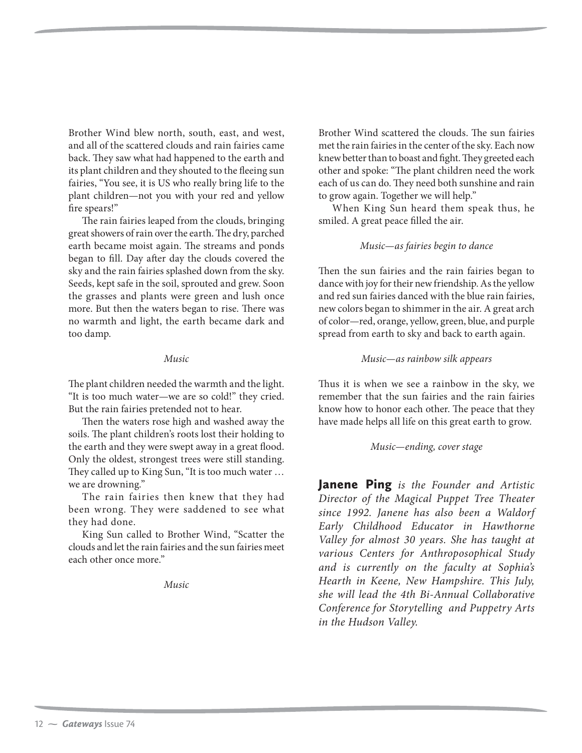Brother Wind blew north, south, east, and west, and all of the scattered clouds and rain fairies came back. They saw what had happened to the earth and its plant children and they shouted to the fleeing sun fairies, "You see, it is US who really bring life to the plant children—not you with your red and yellow fire spears!"

The rain fairies leaped from the clouds, bringing great showers of rain over the earth. The dry, parched earth became moist again. The streams and ponds began to fill. Day after day the clouds covered the sky and the rain fairies splashed down from the sky. Seeds, kept safe in the soil, sprouted and grew. Soon the grasses and plants were green and lush once more. But then the waters began to rise. There was no warmth and light, the earth became dark and too damp.

*Music*

The plant children needed the warmth and the light. "It is too much water—we are so cold!" they cried. But the rain fairies pretended not to hear.

Then the waters rose high and washed away the soils. The plant children's roots lost their holding to the earth and they were swept away in a great flood. Only the oldest, strongest trees were still standing. They called up to King Sun, "It is too much water … we are drowning."

The rain fairies then knew that they had been wrong. They were saddened to see what they had done.

King Sun called to Brother Wind, "Scatter the clouds and let the rain fairies and the sun fairies meet each other once more."

*Music*

Brother Wind scattered the clouds. The sun fairies met the rain fairies in the center of the sky. Each now knew better than to boast and fight. They greeted each other and spoke: "The plant children need the work each of us can do. They need both sunshine and rain to grow again. Together we will help."

When King Sun heard them speak thus, he smiled. A great peace filled the air.

*Music—as fairies begin to dance*

Then the sun fairies and the rain fairies began to dance with joy for their new friendship. As the yellow and red sun fairies danced with the blue rain fairies, new colors began to shimmer in the air. A great arch of color—red, orange, yellow, green, blue, and purple spread from earth to sky and back to earth again.

*Music—as rainbow silk appears*

Thus it is when we see a rainbow in the sky, we remember that the sun fairies and the rain fairies know how to honor each other. The peace that they have made helps all life on this great earth to grow.

*Music—ending, cover stage*

**Janene Ping** *is the Founder and Artistic Director of the Magical Puppet Tree Theater since 1992. Janene has also been a Waldorf Early Childhood Educator in Hawthorne Valley for almost 30 years. She has taught at various Centers for Anthroposophical Study and is currently on the faculty at Sophia's Hearth in Keene, New Hampshire. This July, she will lead the 4th Bi-Annual Collaborative Conference for Storytelling and Puppetry Arts in the Hudson Valley.*